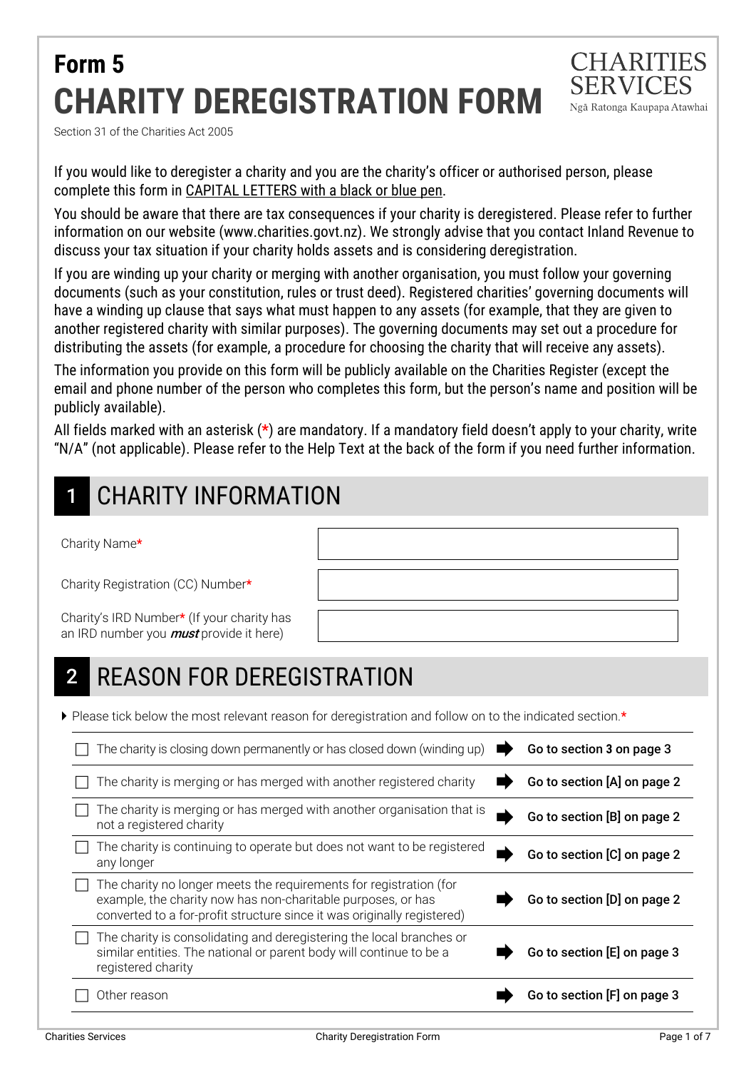# Form 5
# CHARITY DEREGISTRATION FORM

CHARITIES SERVICES
Ngā Ratonga Kaupapa Atawhai

Section 31 of the Charities Act 2005

If you would like to deregister a charity and you are the charity's officer or authorised person, please complete this form in CAPITAL LETTERS with a black or blue pen.

You should be aware that there are tax consequences if your charity is deregistered. Please refer to further information on our website (www.charities.govt.nz). We strongly advise that you contact Inland Revenue to discuss your tax situation if your charity holds assets and is considering deregistration.

If you are winding up your charity or merging with another organisation, you must follow your governing documents (such as your constitution, rules or trust deed). Registered charities' governing documents will have a winding up clause that says what must happen to any assets (for example, that they are given to another registered charity with similar purposes). The governing documents may set out a procedure for distributing the assets (for example, a procedure for choosing the charity that will receive any assets).

The information you provide on this form will be publicly available on the Charities Register (except the email and phone number of the person who completes this form, but the person's name and position will be publicly available).

All fields marked with an asterisk (*) are mandatory. If a mandatory field doesn't apply to your charity, write "N/A" (not applicable). Please refer to the Help Text at the back of the form if you need further information.

## 1 CHARITY INFORMATION

| | |
|---|---|
| Charity Name* | |
| Charity Registration (CC) Number* | |
| Charity's IRD Number* (If your charity has an IRD number you ***must*** provide it here) | |

## 2 REASON FOR DEREGISTRATION

- Please tick below the most relevant reason for deregistration and follow on to the indicated section.*

| | |
|---|---|
| ☐ The charity is closing down permanently or has closed down (winding up) | **Go to section 3 on page 3** |
| ☐ The charity is merging or has merged with another registered charity | **Go to section [A] on page 2** |
| ☐ The charity is merging or has merged with another organisation that is not a registered charity | **Go to section [B] on page 2** |
| ☐ The charity is continuing to operate but does not want to be registered any longer | **Go to section [C] on page 2** |
| ☐ The charity no longer meets the requirements for registration (for example, the charity now has non-charitable purposes, or has converted to a for-profit structure since it was originally registered) | **Go to section [D] on page 2** |
| ☐ The charity is consolidating and deregistering the local branches or similar entities. The national or parent body will continue to be a registered charity | **Go to section [E] on page 3** |
| ☐ Other reason | **Go to section [F] on page 3** |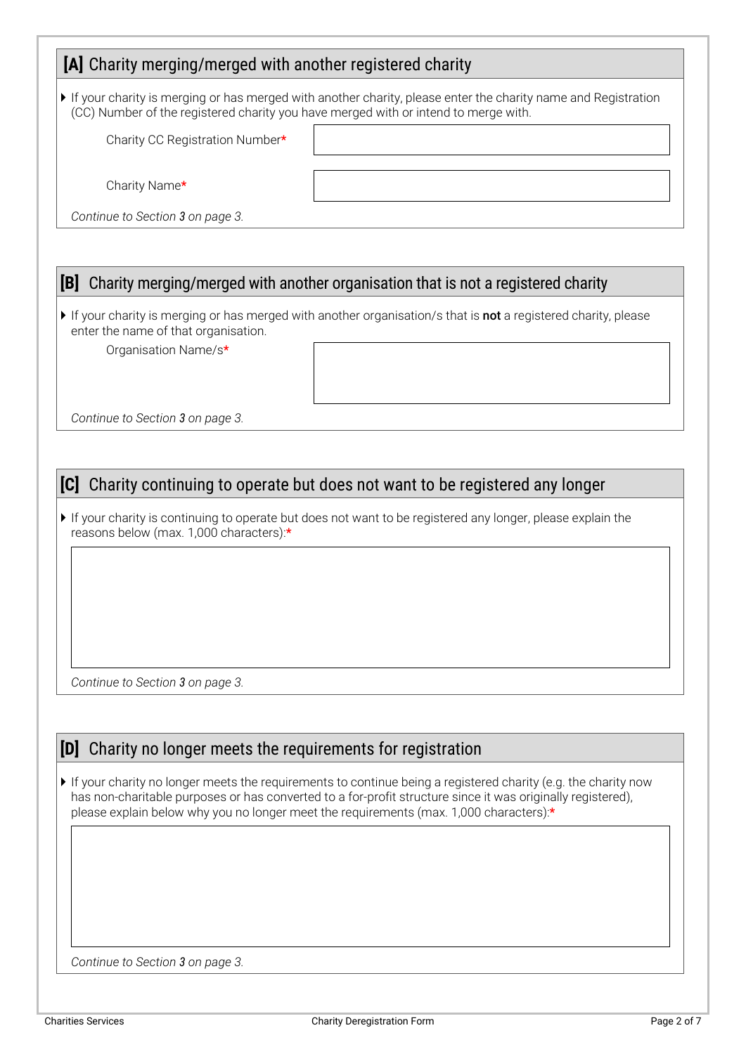## [A] Charity merging/merged with another registered charity

- If your charity is merging or has merged with another charity, please enter the charity name and Registration (CC) Number of the registered charity you have merged with or intend to merge with.

Charity CC Registration Number*

Charity Name*

*Continue to Section **3** on page 3.*

## [B] Charity merging/merged with another organisation that is not a registered charity

- If your charity is merging or has merged with another organisation/s that is **not** a registered charity, please enter the name of that organisation.

Organisation Name/s*

*Continue to Section **3** on page 3.*

## [C] Charity continuing to operate but does not want to be registered any longer

- If your charity is continuing to operate but does not want to be registered any longer, please explain the reasons below (max. 1,000 characters):*

*Continue to Section **3** on page 3.*

## [D] Charity no longer meets the requirements for registration

- If your charity no longer meets the requirements to continue being a registered charity (e.g. the charity now has non-charitable purposes or has converted to a for-profit structure since it was originally registered), please explain below why you no longer meet the requirements (max. 1,000 characters):*

*Continue to Section **3** on page 3.*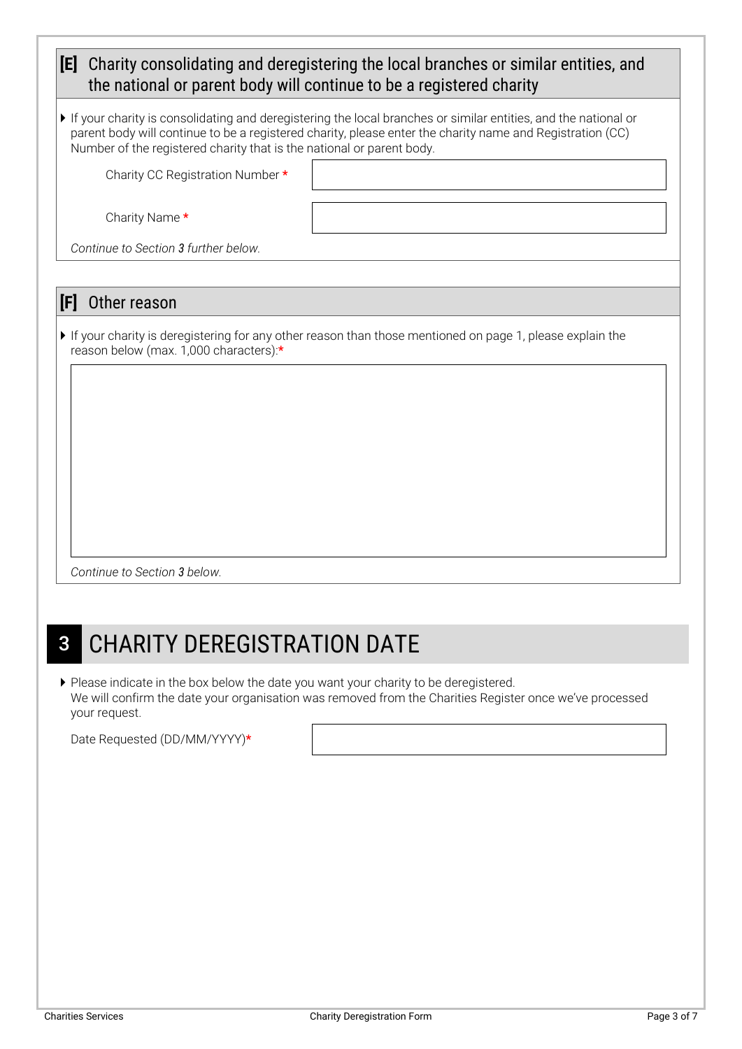## [E] Charity consolidating and deregistering the local branches or similar entities, and the national or parent body will continue to be a registered charity

- If your charity is consolidating and deregistering the local branches or similar entities, and the national or parent body will continue to be a registered charity, please enter the charity name and Registration (CC) Number of the registered charity that is the national or parent body.

Charity CC Registration Number *

Charity Name *

*Continue to Section **3** further below.*

## [F] Other reason

- If your charity is deregistering for any other reason than those mentioned on page 1, please explain the reason below (max. 1,000 characters):*

*Continue to Section **3** below.*

# 3 CHARITY DEREGISTRATION DATE

- Please indicate in the box below the date you want your charity to be deregistered.
We will confirm the date your organisation was removed from the Charities Register once we've processed your request.

Date Requested (DD/MM/YYYY)*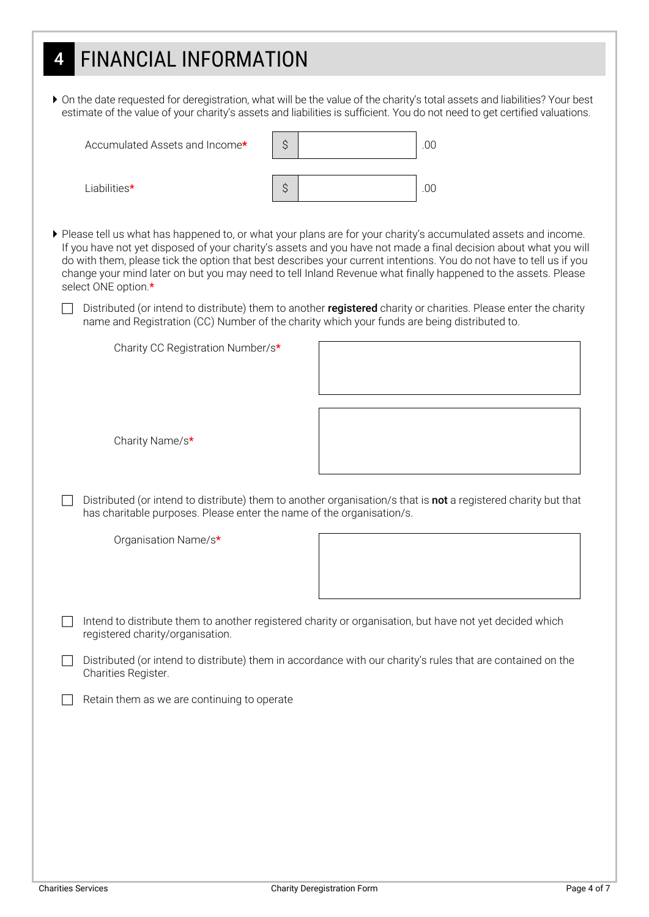# 4 FINANCIAL INFORMATION

- On the date requested for deregistration, what will be the value of the charity's total assets and liabilities? Your best estimate of the value of your charity's assets and liabilities is sufficient. You do not need to get certified valuations.

Accumulated Assets and Income* $ ____________ .00

Liabilities* $ ____________ .00

- Please tell us what has happened to, or what your plans are for your charity's accumulated assets and income. If you have not yet disposed of your charity's assets and you have not made a final decision about what you will do with them, please tick the option that best describes your current intentions. You do not have to tell us if you change your mind later on but you may need to tell Inland Revenue what finally happened to the assets. Please select ONE option.*

☐ Distributed (or intend to distribute) them to another **registered** charity or charities. Please enter the charity name and Registration (CC) Number of the charity which your funds are being distributed to.

Charity CC Registration Number/s* ____________

Charity Name/s* ____________

☐ Distributed (or intend to distribute) them to another organisation/s that is **not** a registered charity but that has charitable purposes. Please enter the name of the organisation/s.

Organisation Name/s* ____________

☐ Intend to distribute them to another registered charity or organisation, but have not yet decided which registered charity/organisation.

☐ Distributed (or intend to distribute) them in accordance with our charity's rules that are contained on the Charities Register.

☐ Retain them as we are continuing to operate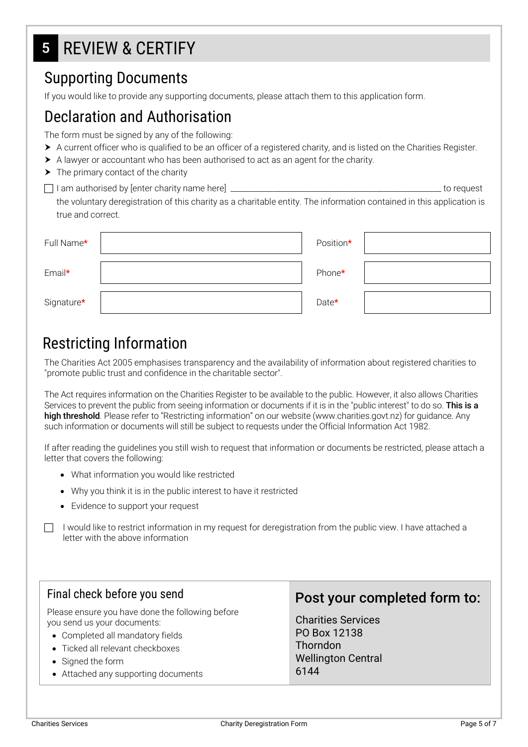# 5 REVIEW & CERTIFY

## Supporting Documents

If you would like to provide any supporting documents, please attach them to this application form.

## Declaration and Authorisation

The form must be signed by any of the following:

- A current officer who is qualified to be an officer of a registered charity, and is listed on the Charities Register.
- A lawyer or accountant who has been authorised to act as an agent for the charity.
- The primary contact of the charity

☐ I am authorised by [enter charity name here] ________________________________________________ to request the voluntary deregistration of this charity as a charitable entity. The information contained in this application is true and correct.

| | | | |
|---|---|---|---|
| Full Name* | | Position* | |
| Email* | | Phone* | |
| Signature* | | Date* | |

## Restricting Information

The Charities Act 2005 emphasises transparency and the availability of information about registered charities to "promote public trust and confidence in the charitable sector".

The Act requires information on the Charities Register to be available to the public. However, it also allows Charities Services to prevent the public from seeing information or documents if it is in the "public interest" to do so. **This is a high threshold**. Please refer to "Restricting information" on our website (www.charities.govt.nz) for guidance. Any such information or documents will still be subject to requests under the Official Information Act 1982.

If after reading the guidelines you still wish to request that information or documents be restricted, please attach a letter that covers the following:

- What information you would like restricted
- Why you think it is in the public interest to have it restricted
- Evidence to support your request

☐ I would like to restrict information in my request for deregistration from the public view. I have attached a letter with the above information

### Final check before you send

Please ensure you have done the following before you send us your documents:

- Completed all mandatory fields
- Ticked all relevant checkboxes
- Signed the form
- Attached any supporting documents

### Post your completed form to:

Charities Services
PO Box 12138
Thorndon
Wellington Central
6144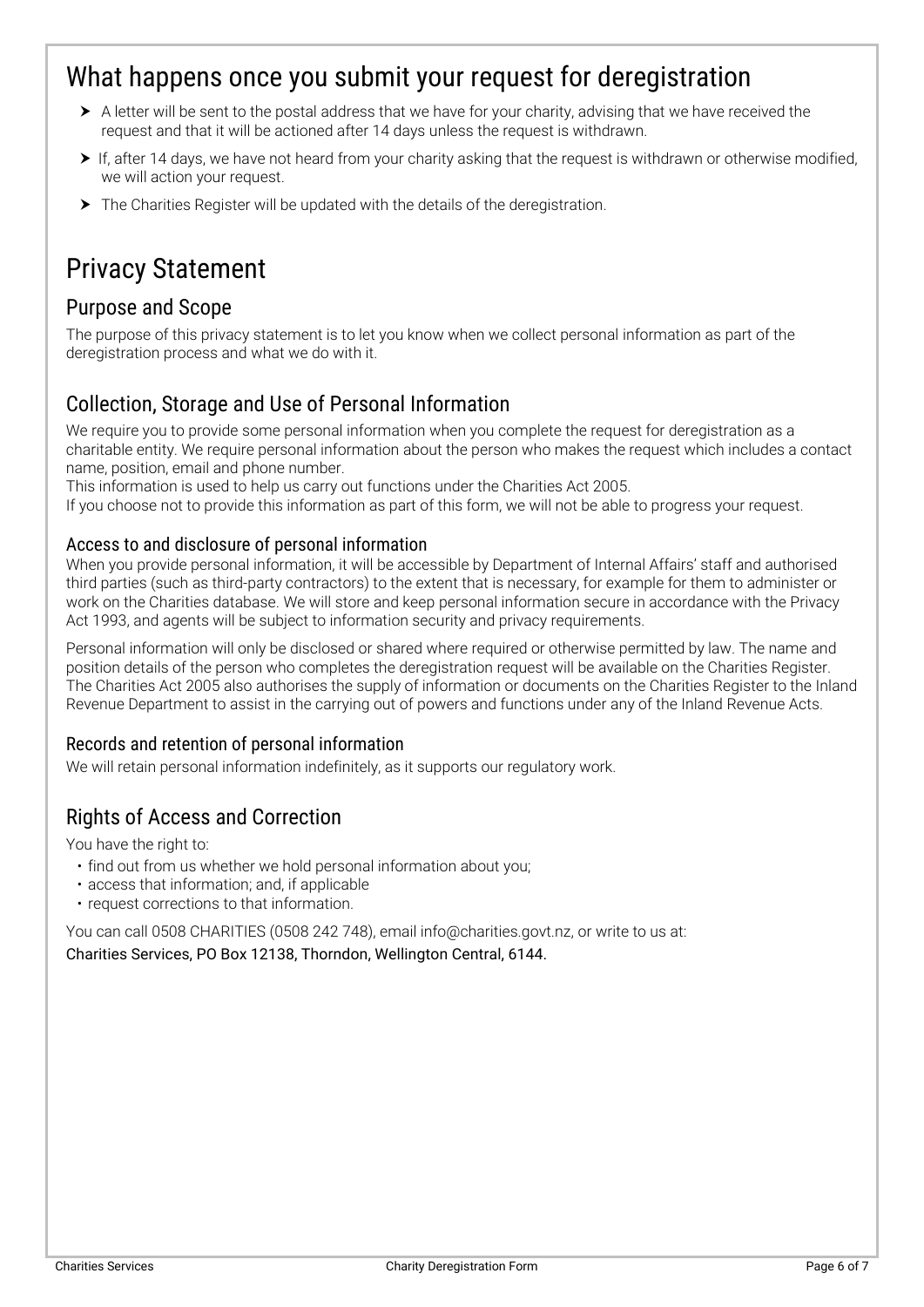# What happens once you submit your request for deregistration

- A letter will be sent to the postal address that we have for your charity, advising that we have received the request and that it will be actioned after 14 days unless the request is withdrawn.
- If, after 14 days, we have not heard from your charity asking that the request is withdrawn or otherwise modified, we will action your request.
- The Charities Register will be updated with the details of the deregistration.

# Privacy Statement

## Purpose and Scope

The purpose of this privacy statement is to let you know when we collect personal information as part of the deregistration process and what we do with it.

## Collection, Storage and Use of Personal Information

We require you to provide some personal information when you complete the request for deregistration as a charitable entity. We require personal information about the person who makes the request which includes a contact name, position, email and phone number.

This information is used to help us carry out functions under the Charities Act 2005.

If you choose not to provide this information as part of this form, we will not be able to progress your request.

### Access to and disclosure of personal information

When you provide personal information, it will be accessible by Department of Internal Affairs' staff and authorised third parties (such as third-party contractors) to the extent that is necessary, for example for them to administer or work on the Charities database. We will store and keep personal information secure in accordance with the Privacy Act 1993, and agents will be subject to information security and privacy requirements.

Personal information will only be disclosed or shared where required or otherwise permitted by law. The name and position details of the person who completes the deregistration request will be available on the Charities Register. The Charities Act 2005 also authorises the supply of information or documents on the Charities Register to the Inland Revenue Department to assist in the carrying out of powers and functions under any of the Inland Revenue Acts.

### Records and retention of personal information

We will retain personal information indefinitely, as it supports our regulatory work.

## Rights of Access and Correction

You have the right to:

- find out from us whether we hold personal information about you;
- access that information; and, if applicable
- request corrections to that information.

You can call 0508 CHARITIES (0508 242 748), email info@charities.govt.nz, or write to us at:

Charities Services, PO Box 12138, Thorndon, Wellington Central, 6144.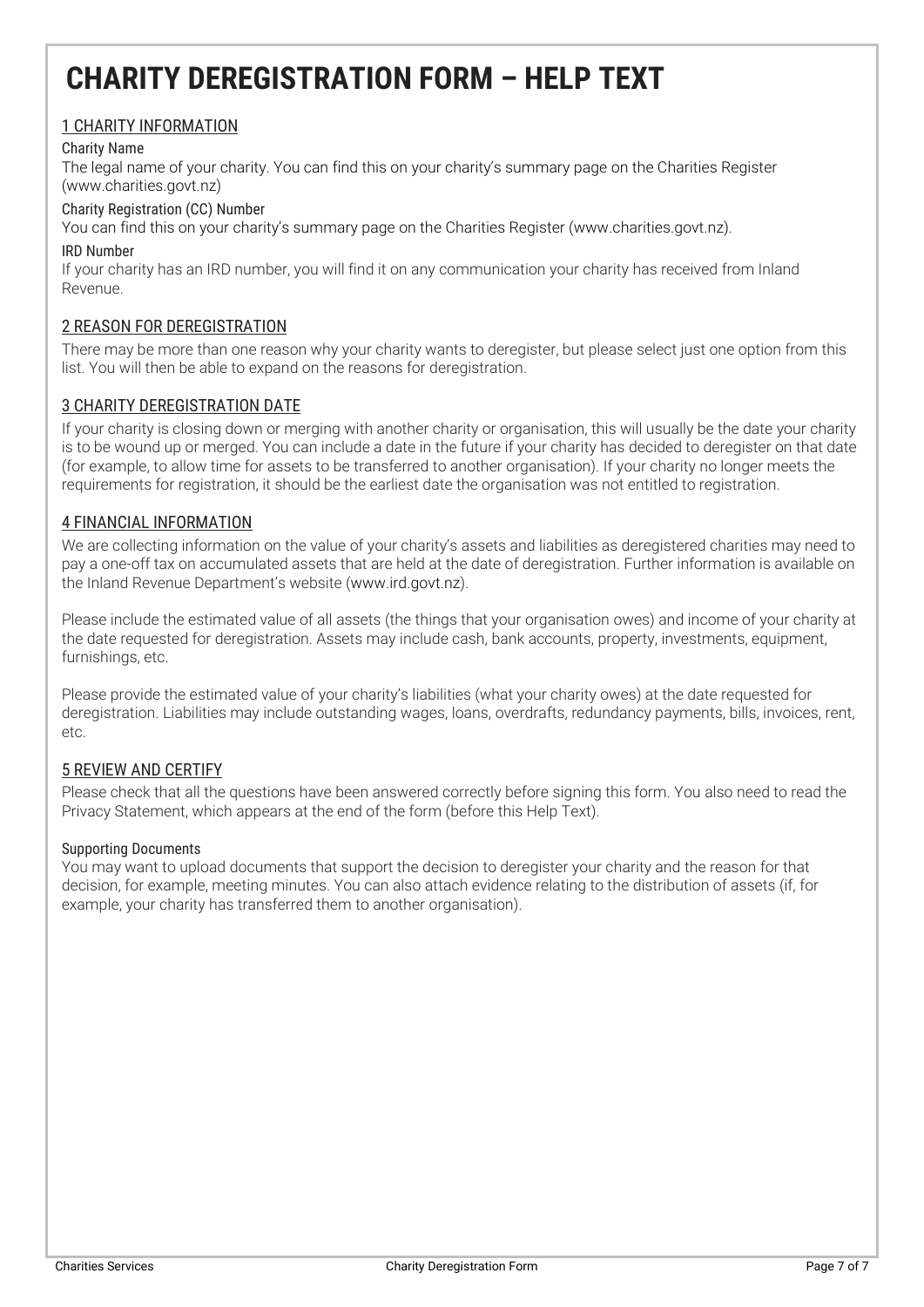# CHARITY DEREGISTRATION FORM – HELP TEXT

## 1 CHARITY INFORMATION

### Charity Name

The legal name of your charity. You can find this on your charity's summary page on the Charities Register (www.charities.govt.nz)

### Charity Registration (CC) Number

You can find this on your charity's summary page on the Charities Register (www.charities.govt.nz).

### IRD Number

If your charity has an IRD number, you will find it on any communication your charity has received from Inland Revenue.

## 2 REASON FOR DEREGISTRATION

There may be more than one reason why your charity wants to deregister, but please select just one option from this list. You will then be able to expand on the reasons for deregistration.

## 3 CHARITY DEREGISTRATION DATE

If your charity is closing down or merging with another charity or organisation, this will usually be the date your charity is to be wound up or merged. You can include a date in the future if your charity has decided to deregister on that date (for example, to allow time for assets to be transferred to another organisation). If your charity no longer meets the requirements for registration, it should be the earliest date the organisation was not entitled to registration.

## 4 FINANCIAL INFORMATION

We are collecting information on the value of your charity's assets and liabilities as deregistered charities may need to pay a one-off tax on accumulated assets that are held at the date of deregistration. Further information is available on the Inland Revenue Department's website (www.ird.govt.nz).

Please include the estimated value of all assets (the things that your organisation owes) and income of your charity at the date requested for deregistration. Assets may include cash, bank accounts, property, investments, equipment, furnishings, etc.

Please provide the estimated value of your charity's liabilities (what your charity owes) at the date requested for deregistration. Liabilities may include outstanding wages, loans, overdrafts, redundancy payments, bills, invoices, rent, etc.

## 5 REVIEW AND CERTIFY

Please check that all the questions have been answered correctly before signing this form. You also need to read the Privacy Statement, which appears at the end of the form (before this Help Text).

### Supporting Documents

You may want to upload documents that support the decision to deregister your charity and the reason for that decision, for example, meeting minutes. You can also attach evidence relating to the distribution of assets (if, for example, your charity has transferred them to another organisation).